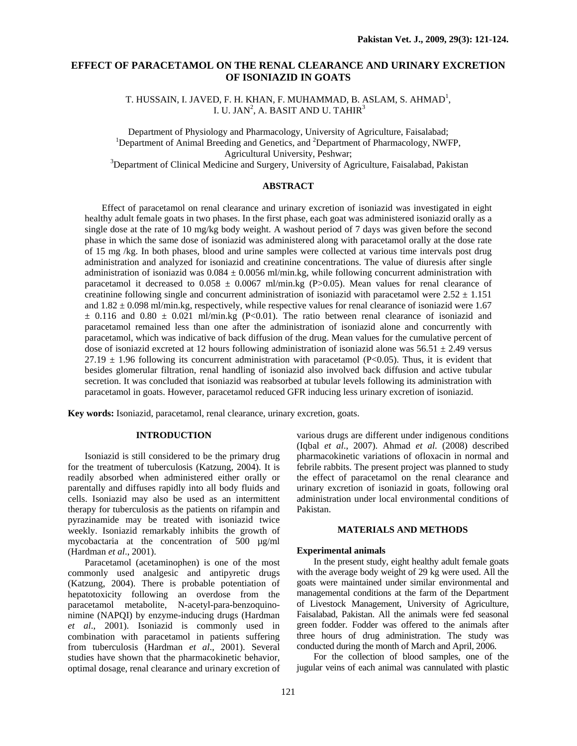# EFFECT OF PARACETAMOL ON THE RENAL CLEARANCE AND URINARY EXCRETION OF ISONIAZID IN GOATS

T. HUSSAIN, I. JAVED, F. H. KHAN, F. MUHAMMAD, B. ASLAM, S. AHMAD[1], I. U. JAN[2], A. BASIT AND U. TAHIR[3]

Department of Physiology and Pharmacology, University of Agriculture, Faisalabad;
[1]Department of Animal Breeding and Genetics, and [2]Department of Pharmacology, NWFP, Agricultural University, Peshwar;
[3]Department of Clinical Medicine and Surgery, University of Agriculture, Faisalabad, Pakistan

## ABSTRACT

Effect of paracetamol on renal clearance and urinary excretion of isoniazid was investigated in eight healthy adult female goats in two phases. In the first phase, each goat was administered isoniazid orally as a single dose at the rate of 10 mg/kg body weight. A washout period of 7 days was given before the second phase in which the same dose of isoniazid was administered along with paracetamol orally at the dose rate of 15 mg /kg. In both phases, blood and urine samples were collected at various time intervals post drug administration and analyzed for isoniazid and creatinine concentrations. The value of diuresis after single administration of isoniazid was $0.084 \pm 0.0056$ ml/min.kg, while following concurrent administration with paracetamol it decreased to $0.058 \pm 0.0067$ ml/min.kg ($P>0.05$). Mean values for renal clearance of creatinine following single and concurrent administration of isoniazid with paracetamol were $2.52 \pm 1.151$ and $1.82 \pm 0.098$ ml/min.kg, respectively, while respective values for renal clearance of isoniazid were 1.67 $\pm$ 0.116 and $0.80 \pm 0.021$ ml/min.kg ($P<0.01$). The ratio between renal clearance of isoniazid and paracetamol remained less than one after the administration of isoniazid alone and concurrently with paracetamol, which was indicative of back diffusion of the drug. Mean values for the cumulative percent of dose of isoniazid excreted at 12 hours following administration of isoniazid alone was $56.51 \pm 2.49$ versus $27.19 \pm 1.96$ following its concurrent administration with paracetamol ($P<0.05$). Thus, it is evident that besides glomerular filtration, renal handling of isoniazid also involved back diffusion and active tubular secretion. It was concluded that isoniazid was reabsorbed at tubular levels following its administration with paracetamol in goats. However, paracetamol reduced GFR inducing less urinary excretion of isoniazid.

**Key words:** Isoniazid, paracetamol, renal clearance, urinary excretion, goats.

## INTRODUCTION

Isoniazid is still considered to be the primary drug for the treatment of tuberculosis (Katzung, 2004). It is readily absorbed when administered either orally or parentally and diffuses rapidly into all body fluids and cells. Isoniazid may also be used as an intermittent therapy for tuberculosis as the patients on rifampin and pyrazinamide may be treated with isoniazid twice weekly. Isoniazid remarkably inhibits the growth of mycobactaria at the concentration of 500 µg/ml (Hardman *et al*., 2001).

Paracetamol (acetaminophen) is one of the most commonly used analgesic and antipyretic drugs (Katzung, 2004). There is probable potentiation of hepatotoxicity following an overdose from the paracetamol metabolite, N-acetyl-para-benzoquino-nimine (NAPQI) by enzyme-inducing drugs (Hardman *et al*., 2001). Isoniazid is commonly used in combination with paracetamol in patients suffering from tuberculosis (Hardman *et al*., 2001). Several studies have shown that the pharmacokinetic behavior, optimal dosage, renal clearance and urinary excretion of various drugs are different under indigenous conditions (Iqbal *et al*., 2007). Ahmad *et al*. (2008) described pharmacokinetic variations of ofloxacin in normal and febrile rabbits. The present project was planned to study the effect of paracetamol on the renal clearance and urinary excretion of isoniazid in goats, following oral administration under local environmental conditions of Pakistan.

## MATERIALS AND METHODS

### Experimental animals

In the present study, eight healthy adult female goats with the average body weight of 29 kg were used. All the goats were maintained under similar environmental and managemental conditions at the farm of the Department of Livestock Management, University of Agriculture, Faisalabad, Pakistan. All the animals were fed seasonal green fodder. Fodder was offered to the animals after three hours of drug administration. The study was conducted during the month of March and April, 2006.

For the collection of blood samples, one of the jugular veins of each animal was cannulated with plastic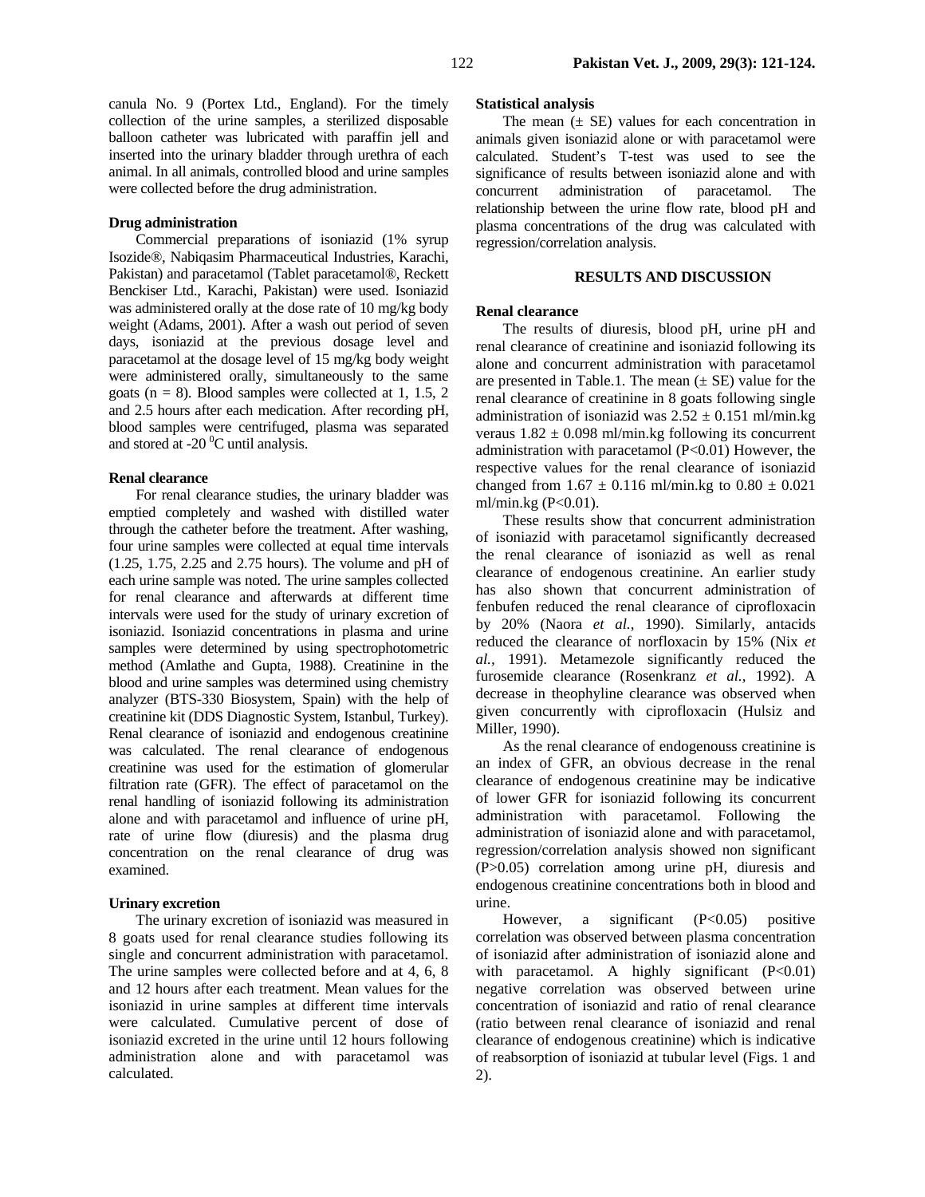canula No. 9 (Portex Ltd., England). For the timely collection of the urine samples, a sterilized disposable balloon catheter was lubricated with paraffin jell and inserted into the urinary bladder through urethra of each animal. In all animals, controlled blood and urine samples were collected before the drug administration.

### Drug administration

Commercial preparations of isoniazid (1% syrup Isozide®, Nabiqasim Pharmaceutical Industries, Karachi, Pakistan) and paracetamol (Tablet paracetamol®, Reckett Benckiser Ltd., Karachi, Pakistan) were used. Isoniazid was administered orally at the dose rate of 10 mg/kg body weight (Adams, 2001). After a wash out period of seven days, isoniazid at the previous dosage level and paracetamol at the dosage level of 15 mg/kg body weight were administered orally, simultaneously to the same goats (n = 8). Blood samples were collected at 1, 1.5, 2 and 2.5 hours after each medication. After recording pH, blood samples were centrifuged, plasma was separated and stored at -20 $^{0}$C until analysis.

### Renal clearance

For renal clearance studies, the urinary bladder was emptied completely and washed with distilled water through the catheter before the treatment. After washing, four urine samples were collected at equal time intervals (1.25, 1.75, 2.25 and 2.75 hours). The volume and pH of each urine sample was noted. The urine samples collected for renal clearance and afterwards at different time intervals were used for the study of urinary excretion of isoniazid. Isoniazid concentrations in plasma and urine samples were determined by using spectrophotometric method (Amlathe and Gupta, 1988). Creatinine in the blood and urine samples was determined using chemistry analyzer (BTS-330 Biosystem, Spain) with the help of creatinine kit (DDS Diagnostic System, Istanbul, Turkey). Renal clearance of isoniazid and endogenous creatinine was calculated. The renal clearance of endogenous creatinine was used for the estimation of glomerular filtration rate (GFR). The effect of paracetamol on the renal handling of isoniazid following its administration alone and with paracetamol and influence of urine pH, rate of urine flow (diuresis) and the plasma drug concentration on the renal clearance of drug was examined.

### Urinary excretion

The urinary excretion of isoniazid was measured in 8 goats used for renal clearance studies following its single and concurrent administration with paracetamol. The urine samples were collected before and at 4, 6, 8 and 12 hours after each treatment. Mean values for the isoniazid in urine samples at different time intervals were calculated. Cumulative percent of dose of isoniazid excreted in the urine until 12 hours following administration alone and with paracetamol was calculated.

### Statistical analysis

The mean (± SE) values for each concentration in animals given isoniazid alone or with paracetamol were calculated. Student's T-test was used to see the significance of results between isoniazid alone and with concurrent administration of paracetamol. The relationship between the urine flow rate, blood pH and plasma concentrations of the drug was calculated with regression/correlation analysis.

## RESULTS AND DISCUSSION

### Renal clearance

The results of diuresis, blood pH, urine pH and renal clearance of creatinine and isoniazid following its alone and concurrent administration with paracetamol are presented in Table.1. The mean (± SE) value for the renal clearance of creatinine in 8 goats following single administration of isoniazid was 2.52 ± 0.151 ml/min.kg veraus 1.82 ± 0.098 ml/min.kg following its concurrent administration with paracetamol ($P<0.01$) However, the respective values for the renal clearance of isoniazid changed from 1.67 ± 0.116 ml/min.kg to 0.80 ± 0.021 ml/min.kg ($P<0.01$).

These results show that concurrent administration of isoniazid with paracetamol significantly decreased the renal clearance of isoniazid as well as renal clearance of endogenous creatinine. An earlier study has also shown that concurrent administration of fenbufen reduced the renal clearance of ciprofloxacin by 20% (Naora *et al.,* 1990). Similarly, antacids reduced the clearance of norfloxacin by 15% (Nix *et al.,* 1991). Metamezole significantly reduced the furosemide clearance (Rosenkranz *et al.,* 1992). A decrease in theophyline clearance was observed when given concurrently with ciprofloxacin (Hulsiz and Miller, 1990).

As the renal clearance of endogenouss creatinine is an index of GFR, an obvious decrease in the renal clearance of endogenous creatinine may be indicative of lower GFR for isoniazid following its concurrent administration with paracetamol. Following the administration of isoniazid alone and with paracetamol, regression/correlation analysis showed non significant ($P>0.05$) correlation among urine pH, diuresis and endogenous creatinine concentrations both in blood and urine.

However, a significant ($P<0.05$) positive correlation was observed between plasma concentration of isoniazid after administration of isoniazid alone and with paracetamol. A highly significant ($P<0.01$) negative correlation was observed between urine concentration of isoniazid and ratio of renal clearance (ratio between renal clearance of isoniazid and renal clearance of endogenous creatinine) which is indicative of reabsorption of isoniazid at tubular level (Figs. 1 and 2).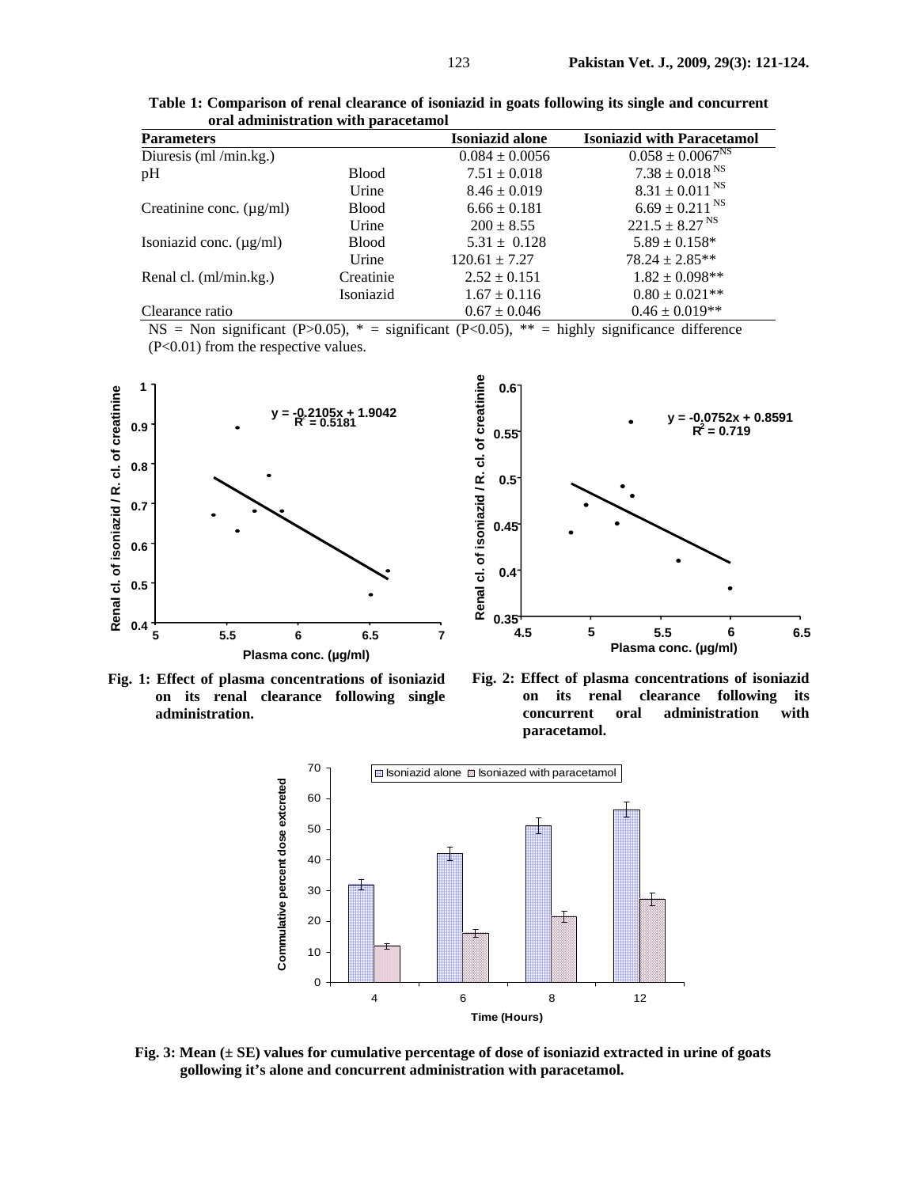**Table 1: Comparison of renal clearance of isoniazid in goats following its single and concurrent oral administration with paracetamol**

| Parameters | | Isoniazid alone | Isoniazid with Paracetamol |
|---|---|---|---|
| Diuresis (ml /min.kg.) | | $0.084 \pm 0.0056$ | $0.058 \pm 0.0067^{NS}$ |
| pH | Blood | $7.51 \pm 0.018$ | $7.38 \pm 0.018^{NS}$ |
| | Urine | $8.46 \pm 0.019$ | $8.31 \pm 0.011^{NS}$ |
| Creatinine conc. (µg/ml) | Blood | $6.66 \pm 0.181$ | $6.69 \pm 0.211^{NS}$ |
| | Urine | $200 \pm 8.55$ | $221.5 \pm 8.27^{NS}$ |
| Isoniazid conc. (µg/ml) | Blood | $5.31 \pm 0.128$ | $5.89 \pm 0.158$* |
| | Urine | $120.61 \pm 7.27$ | $78.24 \pm 2.85$** |
| Renal cl. (ml/min.kg.) | Creatinie | $2.52 \pm 0.151$ | $1.82 \pm 0.098$** |
| | Isoniazid | $1.67 \pm 0.116$ | $0.80 \pm 0.021$** |
| Clearance ratio | | $0.67 \pm 0.046$ | $0.46 \pm 0.019$** |

NS = Non significant ($P>0.05$), * = significant ($P<0.05$), ** = highly significance difference ($P<0.01$) from the respective values.

**Fig. 1: Effect of plasma concentrations of isoniazid on its renal clearance following single administration.**

**Fig. 2: Effect of plasma concentrations of isoniazid on its renal clearance following its concurrent oral administration with paracetamol.**

**Fig. 3: Mean (± SE) values for cumulative percentage of dose of isoniazid extracted in urine of goats gollowing it's alone and concurrent administration with paracetamol.**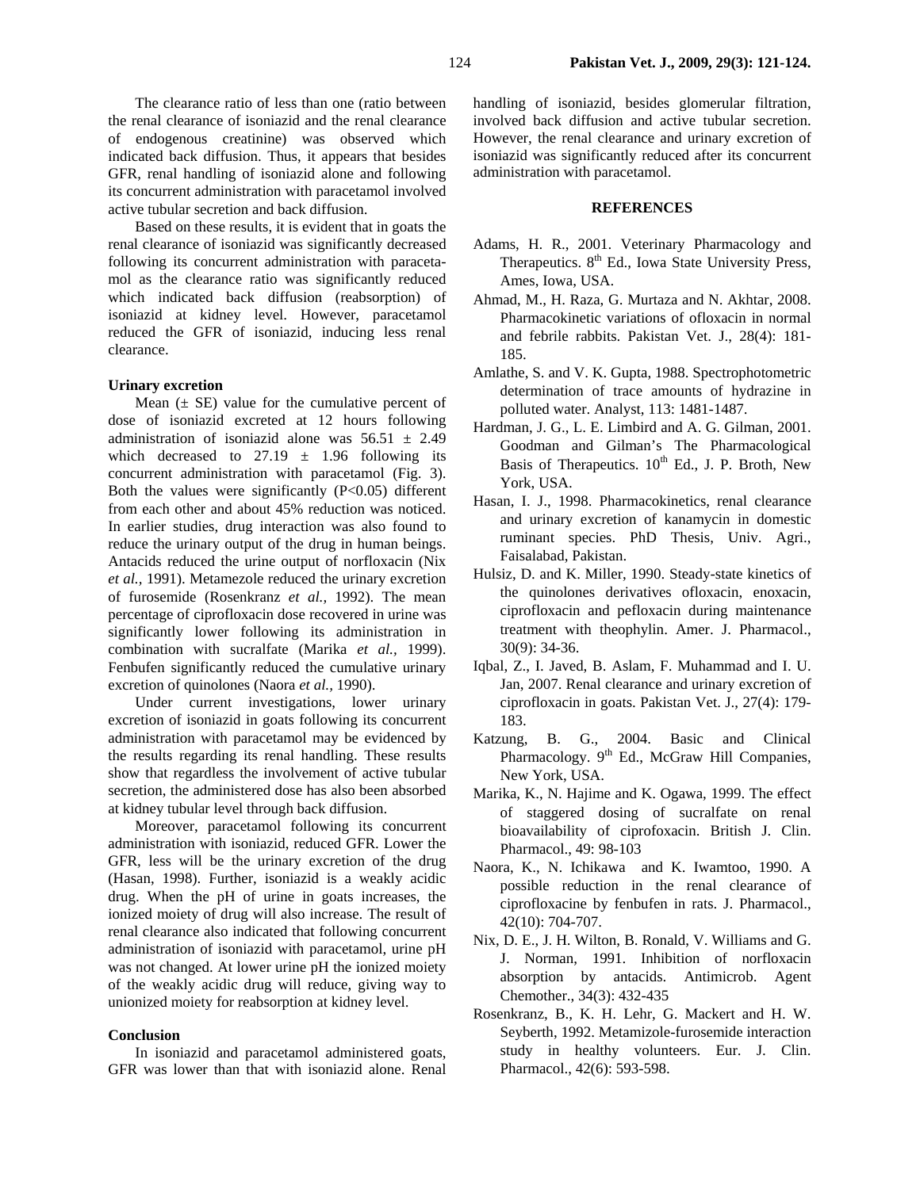The clearance ratio of less than one (ratio between the renal clearance of isoniazid and the renal clearance of endogenous creatinine) was observed which indicated back diffusion. Thus, it appears that besides GFR, renal handling of isoniazid alone and following its concurrent administration with paracetamol involved active tubular secretion and back diffusion.

Based on these results, it is evident that in goats the renal clearance of isoniazid was significantly decreased following its concurrent administration with paracetamol as the clearance ratio was significantly reduced which indicated back diffusion (reabsorption) of isoniazid at kidney level. However, paracetamol reduced the GFR of isoniazid, inducing less renal clearance.

#### Urinary excretion

Mean (± SE) value for the cumulative percent of dose of isoniazid excreted at 12 hours following administration of isoniazid alone was 56.51 ± 2.49 which decreased to 27.19 ± 1.96 following its concurrent administration with paracetamol (Fig. 3). Both the values were significantly ($P<0.05$) different from each other and about 45% reduction was noticed. In earlier studies, drug interaction was also found to reduce the urinary output of the drug in human beings. Antacids reduced the urine output of norfloxacin (Nix *et al.,* 1991). Metamezole reduced the urinary excretion of furosemide (Rosenkranz *et al.,* 1992). The mean percentage of ciprofloxacin dose recovered in urine was significantly lower following its administration in combination with sucralfate (Marika *et al.,* 1999). Fenbufen significantly reduced the cumulative urinary excretion of quinolones (Naora *et al.*, 1990).

Under current investigations, lower urinary excretion of isoniazid in goats following its concurrent administration with paracetamol may be evidenced by the results regarding its renal handling. These results show that regardless the involvement of active tubular secretion, the administered dose has also been absorbed at kidney tubular level through back diffusion.

Moreover, paracetamol following its concurrent administration with isoniazid, reduced GFR. Lower the GFR, less will be the urinary excretion of the drug (Hasan, 1998). Further, isoniazid is a weakly acidic drug. When the pH of urine in goats increases, the ionized moiety of drug will also increase. The result of renal clearance also indicated that following concurrent administration of isoniazid with paracetamol, urine pH was not changed. At lower urine pH the ionized moiety of the weakly acidic drug will reduce, giving way to unionized moiety for reabsorption at kidney level.

#### Conclusion

In isoniazid and paracetamol administered goats, GFR was lower than that with isoniazid alone. Renal handling of isoniazid, besides glomerular filtration, involved back diffusion and active tubular secretion. However, the renal clearance and urinary excretion of isoniazid was significantly reduced after its concurrent administration with paracetamol.

## REFERENCES

Adams, H. R., 2001. Veterinary Pharmacology and Therapeutics. 8th Ed., Iowa State University Press, Ames, Iowa, USA.

Ahmad, M., H. Raza, G. Murtaza and N. Akhtar, 2008. Pharmacokinetic variations of ofloxacin in normal and febrile rabbits. Pakistan Vet. J., 28(4): 181-185.

Amlathe, S. and V. K. Gupta, 1988. Spectrophotometric determination of trace amounts of hydrazine in polluted water. Analyst, 113: 1481-1487.

Hardman, J. G., L. E. Limbird and A. G. Gilman, 2001. Goodman and Gilman's The Pharmacological Basis of Therapeutics. 10th Ed., J. P. Broth, New York, USA.

Hasan, I. J., 1998. Pharmacokinetics, renal clearance and urinary excretion of kanamycin in domestic ruminant species. PhD Thesis, Univ. Agri., Faisalabad, Pakistan.

Hulsiz, D. and K. Miller, 1990. Steady-state kinetics of the quinolones derivatives ofloxacin, enoxacin, ciprofloxacin and pefloxacin during maintenance treatment with theophylin. Amer. J. Pharmacol., 30(9): 34-36.

Iqbal, Z., I. Javed, B. Aslam, F. Muhammad and I. U. Jan, 2007. Renal clearance and urinary excretion of ciprofloxacin in goats. Pakistan Vet. J., 27(4): 179-183.

Katzung, B. G., 2004. Basic and Clinical Pharmacology. 9th Ed., McGraw Hill Companies, New York, USA.

Marika, K., N. Hajime and K. Ogawa, 1999. The effect of staggered dosing of sucralfate on renal bioavailability of ciprofoxacin. British J. Clin. Pharmacol., 49: 98-103

Naora, K., N. Ichikawa and K. Iwamtoo, 1990. A possible reduction in the renal clearance of ciprofloxacine by fenbufen in rats. J. Pharmacol., 42(10): 704-707.

Nix, D. E., J. H. Wilton, B. Ronald, V. Williams and G. J. Norman, 1991. Inhibition of norfloxacin absorption by antacids. Antimicrob. Agent Chemother., 34(3): 432-435

Rosenkranz, B., K. H. Lehr, G. Mackert and H. W. Seyberth, 1992. Metamizole-furosemide interaction study in healthy volunteers. Eur. J. Clin. Pharmacol., 42(6): 593-598.